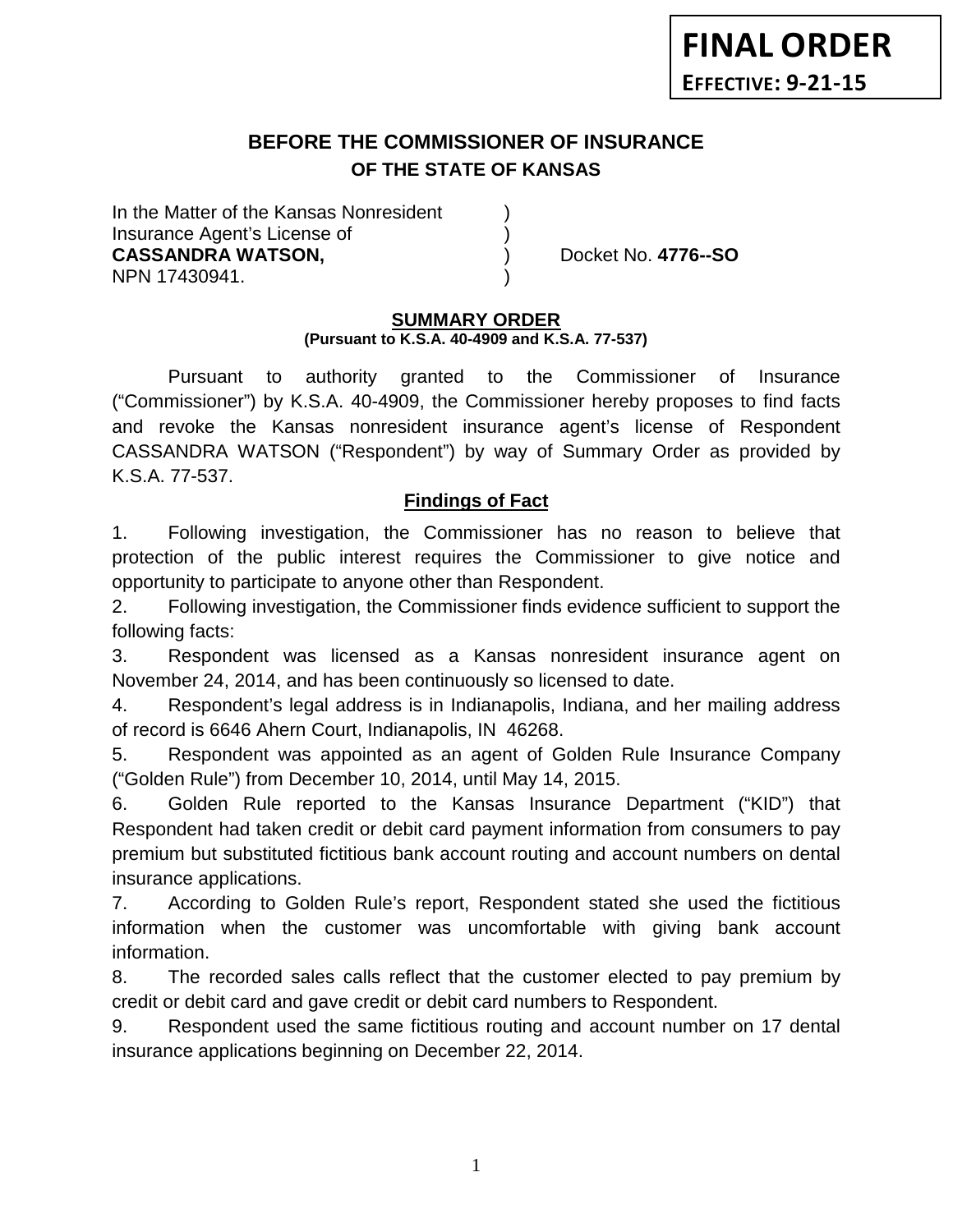**FINAL ORDER**

**EFFECTIVE: 9-21-15**

# BEFORE THE COMMISSIONER OF INSURANCE
## OF THE STATE OF KANSAS

In the Matter of the Kansas Nonresident )
Insurance Agent's License of )
**CASSANDRA WATSON,** ) Docket No. **4776--SO**
NPN 17430941. )

### SUMMARY ORDER
**(Pursuant to K.S.A. 40-4909 and K.S.A. 77-537)**

Pursuant to authority granted to the Commissioner of Insurance ("Commissioner") by K.S.A. 40-4909, the Commissioner hereby proposes to find facts and revoke the Kansas nonresident insurance agent's license of Respondent CASSANDRA WATSON ("Respondent") by way of Summary Order as provided by K.S.A. 77-537.

### Findings of Fact

1. Following investigation, the Commissioner has no reason to believe that protection of the public interest requires the Commissioner to give notice and opportunity to participate to anyone other than Respondent.

2. Following investigation, the Commissioner finds evidence sufficient to support the following facts:

3. Respondent was licensed as a Kansas nonresident insurance agent on November 24, 2014, and has been continuously so licensed to date.

4. Respondent's legal address is in Indianapolis, Indiana, and her mailing address of record is 6646 Ahern Court, Indianapolis, IN 46268.

5. Respondent was appointed as an agent of Golden Rule Insurance Company ("Golden Rule") from December 10, 2014, until May 14, 2015.

6. Golden Rule reported to the Kansas Insurance Department ("KID") that Respondent had taken credit or debit card payment information from consumers to pay premium but substituted fictitious bank account routing and account numbers on dental insurance applications.

7. According to Golden Rule's report, Respondent stated she used the fictitious information when the customer was uncomfortable with giving bank account information.

8. The recorded sales calls reflect that the customer elected to pay premium by credit or debit card and gave credit or debit card numbers to Respondent.

9. Respondent used the same fictitious routing and account number on 17 dental insurance applications beginning on December 22, 2014.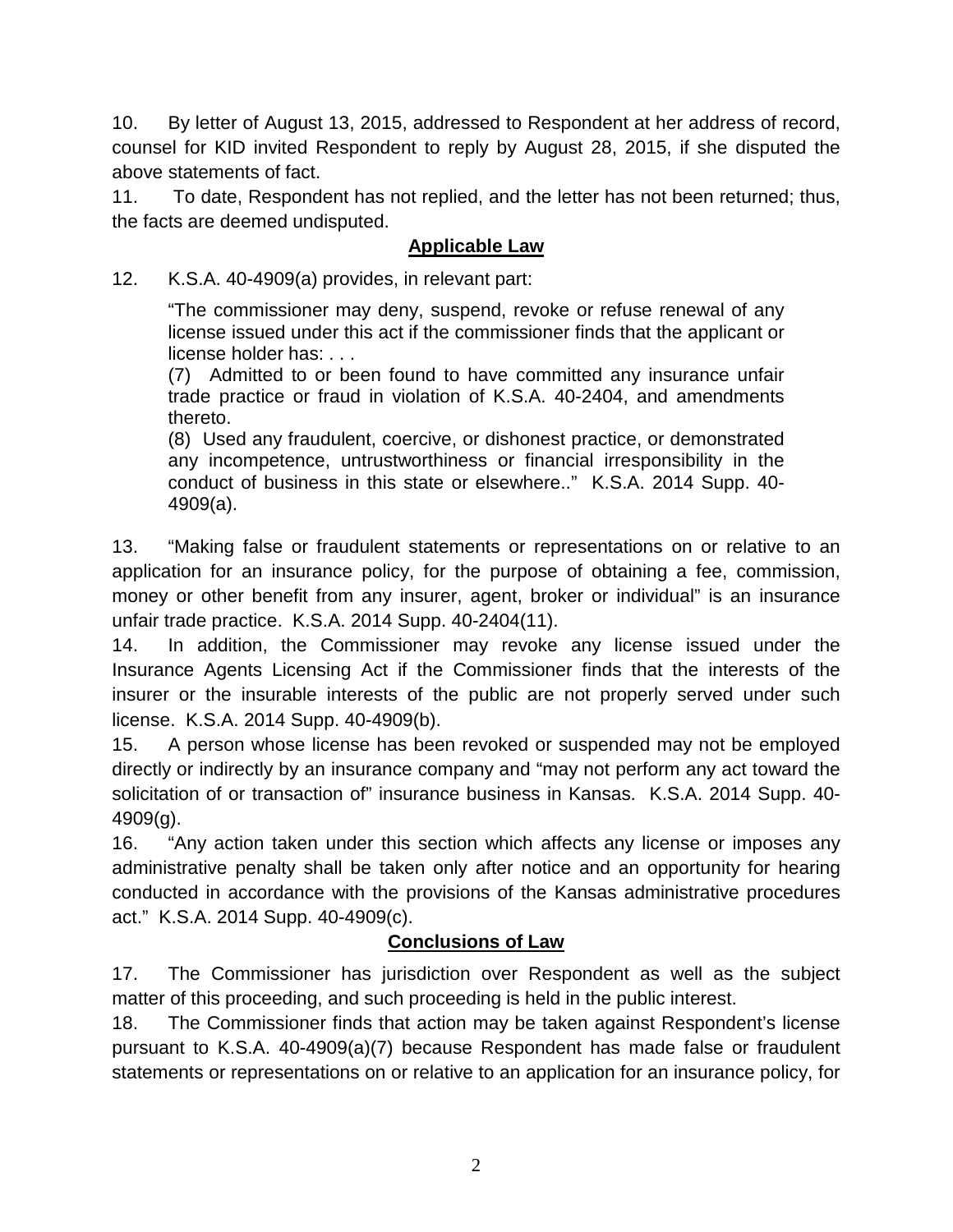10. By letter of August 13, 2015, addressed to Respondent at her address of record, counsel for KID invited Respondent to reply by August 28, 2015, if she disputed the above statements of fact.

11. To date, Respondent has not replied, and the letter has not been returned; thus, the facts are deemed undisputed.

## **Applicable Law**

12. K.S.A. 40-4909(a) provides, in relevant part:

> "The commissioner may deny, suspend, revoke or refuse renewal of any license issued under this act if the commissioner finds that the applicant or license holder has: . . .
>
> (7) Admitted to or been found to have committed any insurance unfair trade practice or fraud in violation of K.S.A. 40-2404, and amendments thereto.
>
> (8) Used any fraudulent, coercive, or dishonest practice, or demonstrated any incompetence, untrustworthiness or financial irresponsibility in the conduct of business in this state or elsewhere.." K.S.A. 2014 Supp. 40-4909(a).

13. "Making false or fraudulent statements or representations on or relative to an application for an insurance policy, for the purpose of obtaining a fee, commission, money or other benefit from any insurer, agent, broker or individual" is an insurance unfair trade practice. K.S.A. 2014 Supp. 40-2404(11).

14. In addition, the Commissioner may revoke any license issued under the Insurance Agents Licensing Act if the Commissioner finds that the interests of the insurer or the insurable interests of the public are not properly served under such license. K.S.A. 2014 Supp. 40-4909(b).

15. A person whose license has been revoked or suspended may not be employed directly or indirectly by an insurance company and "may not perform any act toward the solicitation of or transaction of" insurance business in Kansas. K.S.A. 2014 Supp. 40-4909(g).

16. "Any action taken under this section which affects any license or imposes any administrative penalty shall be taken only after notice and an opportunity for hearing conducted in accordance with the provisions of the Kansas administrative procedures act." K.S.A. 2014 Supp. 40-4909(c).

## **Conclusions of Law**

17. The Commissioner has jurisdiction over Respondent as well as the subject matter of this proceeding, and such proceeding is held in the public interest.

18. The Commissioner finds that action may be taken against Respondent's license pursuant to K.S.A. 40-4909(a)(7) because Respondent has made false or fraudulent statements or representations on or relative to an application for an insurance policy, for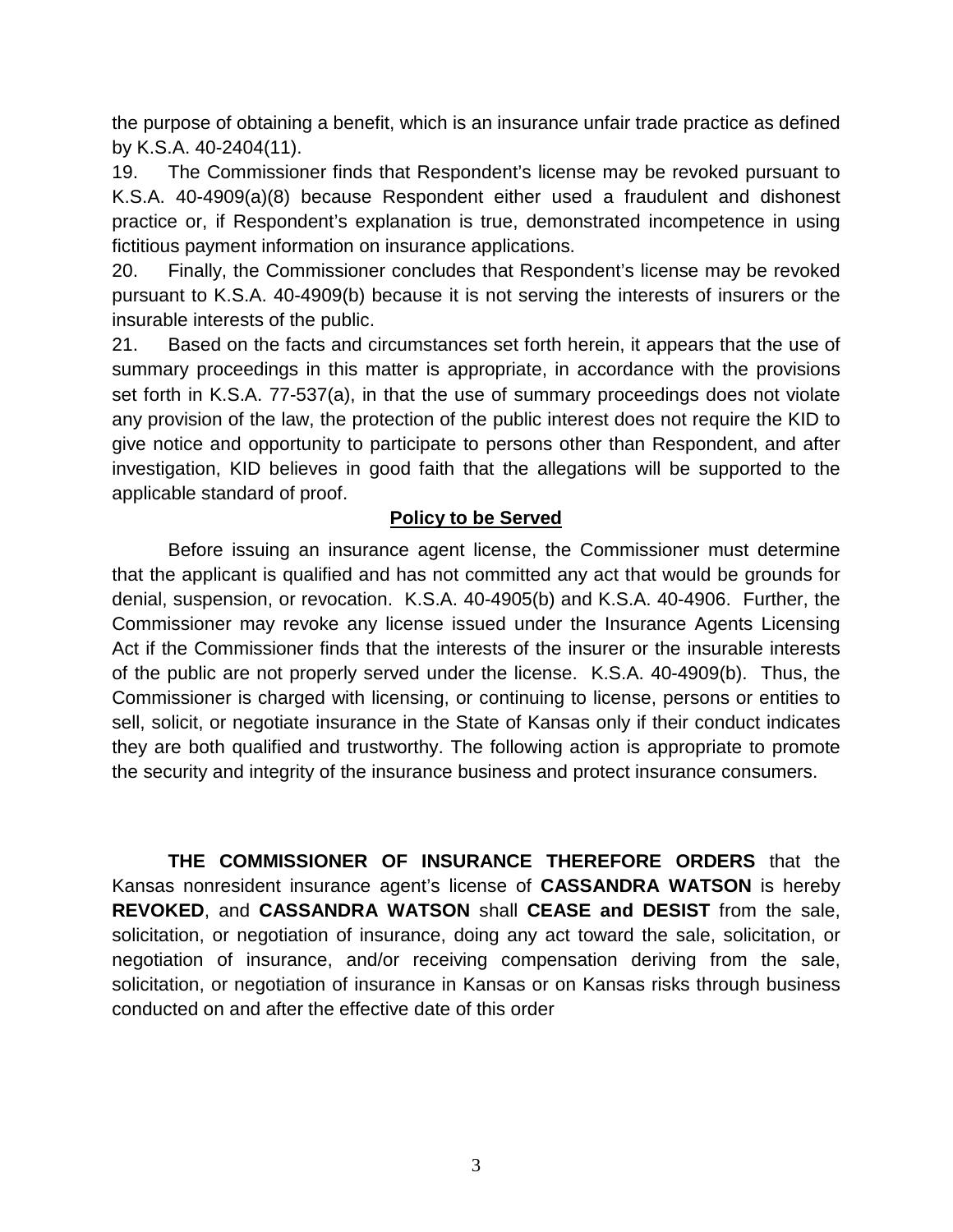the purpose of obtaining a benefit, which is an insurance unfair trade practice as defined by K.S.A. 40-2404(11).

19. The Commissioner finds that Respondent's license may be revoked pursuant to K.S.A. 40-4909(a)(8) because Respondent either used a fraudulent and dishonest practice or, if Respondent's explanation is true, demonstrated incompetence in using fictitious payment information on insurance applications.

20. Finally, the Commissioner concludes that Respondent's license may be revoked pursuant to K.S.A. 40-4909(b) because it is not serving the interests of insurers or the insurable interests of the public.

21. Based on the facts and circumstances set forth herein, it appears that the use of summary proceedings in this matter is appropriate, in accordance with the provisions set forth in K.S.A. 77-537(a), in that the use of summary proceedings does not violate any provision of the law, the protection of the public interest does not require the KID to give notice and opportunity to participate to persons other than Respondent, and after investigation, KID believes in good faith that the allegations will be supported to the applicable standard of proof.

## Policy to be Served

Before issuing an insurance agent license, the Commissioner must determine that the applicant is qualified and has not committed any act that would be grounds for denial, suspension, or revocation. K.S.A. 40-4905(b) and K.S.A. 40-4906. Further, the Commissioner may revoke any license issued under the Insurance Agents Licensing Act if the Commissioner finds that the interests of the insurer or the insurable interests of the public are not properly served under the license. K.S.A. 40-4909(b). Thus, the Commissioner is charged with licensing, or continuing to license, persons or entities to sell, solicit, or negotiate insurance in the State of Kansas only if their conduct indicates they are both qualified and trustworthy. The following action is appropriate to promote the security and integrity of the insurance business and protect insurance consumers.

**THE COMMISSIONER OF INSURANCE THEREFORE ORDERS** that the Kansas nonresident insurance agent's license of **CASSANDRA WATSON** is hereby **REVOKED**, and **CASSANDRA WATSON** shall **CEASE and DESIST** from the sale, solicitation, or negotiation of insurance, doing any act toward the sale, solicitation, or negotiation of insurance, and/or receiving compensation deriving from the sale, solicitation, or negotiation of insurance in Kansas or on Kansas risks through business conducted on and after the effective date of this order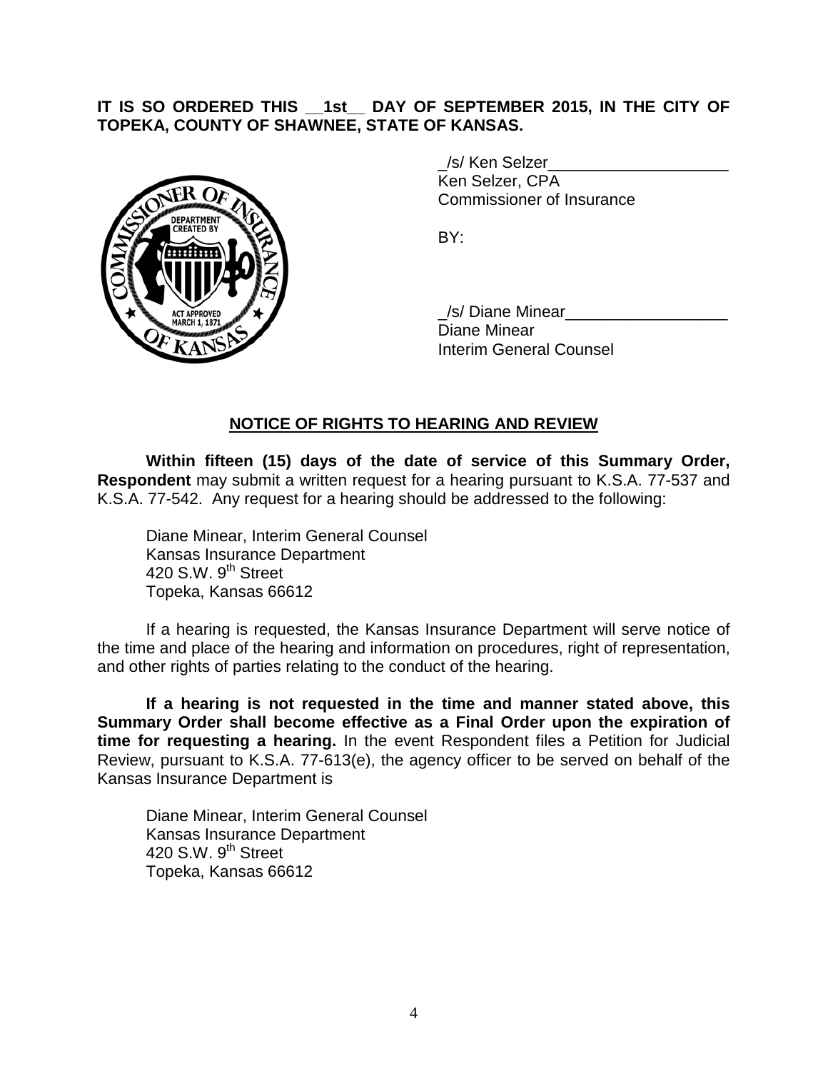**IT IS SO ORDERED THIS \_\_1st\_\_ DAY OF SEPTEMBER 2015, IN THE CITY OF TOPEKA, COUNTY OF SHAWNEE, STATE OF KANSAS.**

\_/s/ Ken Selzer\_\_\_\_\_\_\_\_\_\_\_\_\_\_\_\_\_\_\_\_
Ken Selzer, CPA
Commissioner of Insurance

BY:

\_/s/ Diane Minear\_\_\_\_\_\_\_\_\_\_\_\_\_\_\_\_\_\_
Diane Minear
Interim General Counsel

## NOTICE OF RIGHTS TO HEARING AND REVIEW

**Within fifteen (15) days of the date of service of this Summary Order, Respondent** may submit a written request for a hearing pursuant to K.S.A. 77-537 and K.S.A. 77-542. Any request for a hearing should be addressed to the following:

Diane Minear, Interim General Counsel
Kansas Insurance Department
420 S.W. 9th Street
Topeka, Kansas 66612

If a hearing is requested, the Kansas Insurance Department will serve notice of the time and place of the hearing and information on procedures, right of representation, and other rights of parties relating to the conduct of the hearing.

**If a hearing is not requested in the time and manner stated above, this Summary Order shall become effective as a Final Order upon the expiration of time for requesting a hearing.** In the event Respondent files a Petition for Judicial Review, pursuant to K.S.A. 77-613(e), the agency officer to be served on behalf of the Kansas Insurance Department is

Diane Minear, Interim General Counsel
Kansas Insurance Department
420 S.W. 9th Street
Topeka, Kansas 66612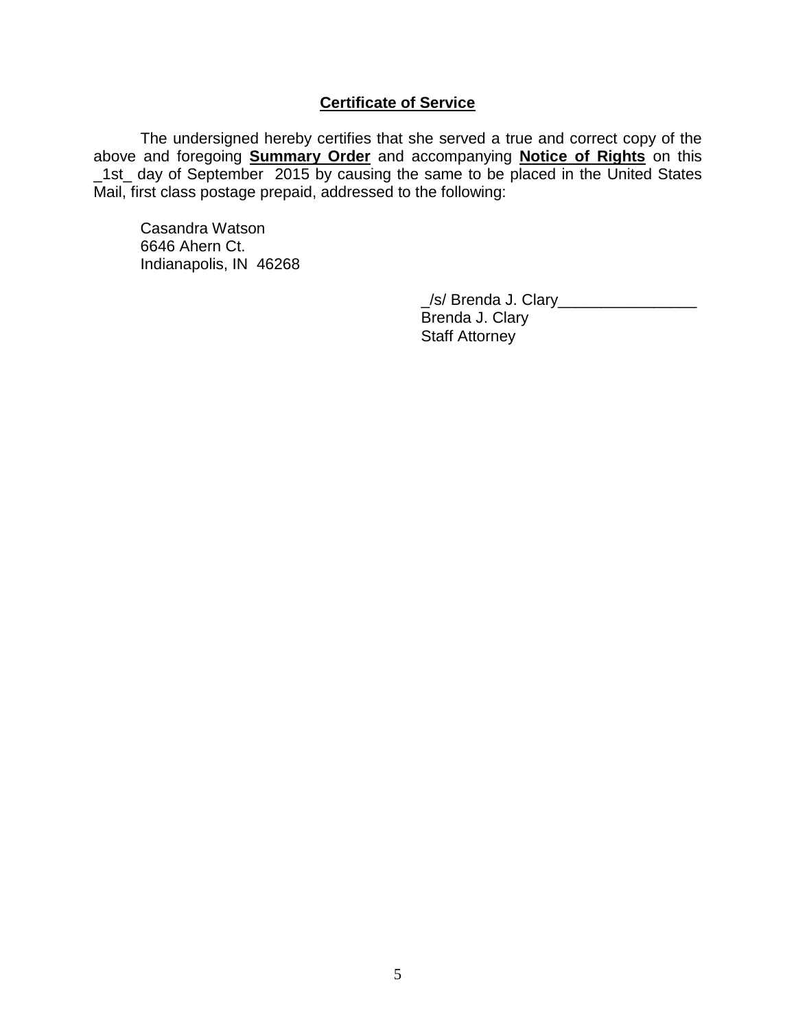## **Certificate of Service**

The undersigned hereby certifies that she served a true and correct copy of the above and foregoing **Summary Order** and accompanying **Notice of Rights** on this _1st_ day of September 2015 by causing the same to be placed in the United States Mail, first class postage prepaid, addressed to the following:

Casandra Watson
6646 Ahern Ct.
Indianapolis, IN 46268

_/s/ Brenda J. Clary________________
Brenda J. Clary
Staff Attorney